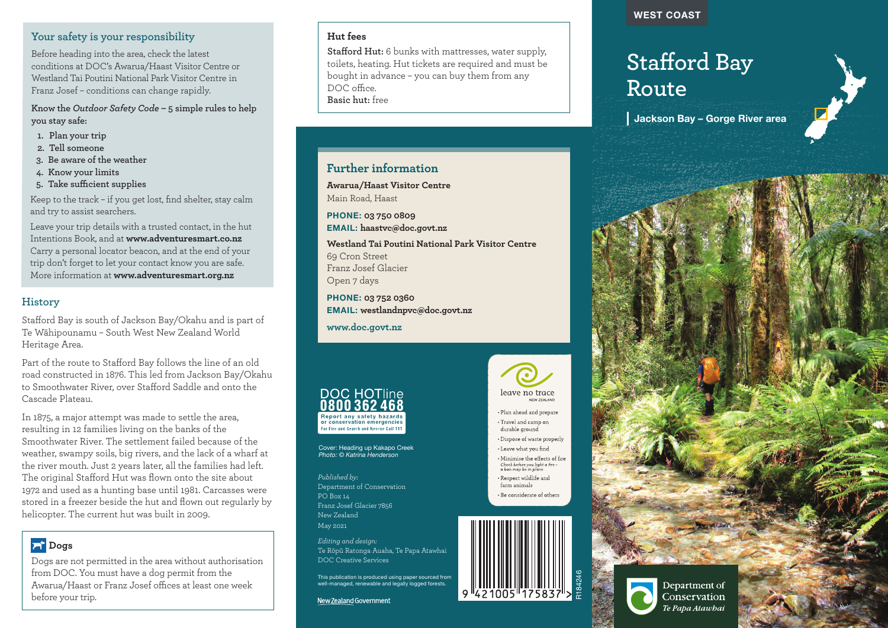## Your safety is your responsibility

Before heading into the area, check the latest conditions at DOC's Awarua/Haast Visitor Centre or Westland Tai Poutini National Park Visitor Centre in Franz Josef – conditions can change rapidly.

**Know the *Outdoor Safety Code* – 5 simple rules to help you stay safe:**

1. Plan your trip
2. Tell someone
3. Be aware of the weather
4. Know your limits
5. Take sufficient supplies

Keep to the track – if you get lost, find shelter, stay calm and try to assist searchers.

Leave your trip details with a trusted contact, in the hut Intentions Book, and at **www.adventuresmart.co.nz** Carry a personal locator beacon, and at the end of your trip don't forget to let your contact know you are safe. More information at **www.adventuresmart.org.nz**

## History

Stafford Bay is south of Jackson Bay/Okahu and is part of Te Wāhipounamu – South West New Zealand World Heritage Area.

Part of the route to Stafford Bay follows the line of an old road constructed in 1876. This led from Jackson Bay/Okahu to Smoothwater River, over Stafford Saddle and onto the Cascade Plateau.

In 1875, a major attempt was made to settle the area, resulting in 12 families living on the banks of the Smoothwater River. The settlement failed because of the weather, swampy soils, big rivers, and the lack of a wharf at the river mouth. Just 2 years later, all the families had left. The original Stafford Hut was flown onto the site about 1972 and used as a hunting base until 1981. Carcasses were stored in a freezer beside the hut and flown out regularly by helicopter. The current hut was built in 2009.

### Dogs

Dogs are not permitted in the area without authorisation from DOC. You must have a dog permit from the Awarua/Haast or Franz Josef offices at least one week before your trip.

### Hut fees

**Stafford Hut:** 6 bunks with mattresses, water supply, toilets, heating. Hut tickets are required and must be bought in advance – you can buy them from any DOC office.
**Basic hut:** free

## Further information

**Awarua/Haast Visitor Centre**
Main Road, Haast

**PHONE:** 03 750 0809
**EMAIL:** haastvc@doc.govt.nz

**Westland Tai Poutini National Park Visitor Centre**
69 Cron Street
Franz Josef Glacier
Open 7 days

**PHONE:** 03 752 0360
**EMAIL:** westlandnpvc@doc.govt.nz

www.doc.govt.nz

**DOC HOTline 0800 362 468**
Report any safety hazards or conservation emergencies
For Fire and Search and Rescue Call 111

leave no trace NEW ZEALAND
- Plan ahead and prepare
- Travel and camp on durable ground
- Dispose of waste properly
- Leave what you find
- Minimise the effects of fire *Check before you light a fire – a ban may be in place*
- Respect wildlife and farm animals
- Be considerate of others

Cover: Heading up Kakapo Creek
*Photo: © Katrina Henderson*

*Published by:*
Department of Conservation
PO Box 14
Franz Josef Glacier 7856
New Zealand
May 2021

*Editing and design:*
Te Rōpū Ratonga Auaha, Te Papa Atawhai
DOC Creative Services

This publication is produced using paper sourced from well-managed, renewable and legally logged forests.

New Zealand Government

9 421005 175837 R184246

WEST COAST

# Stafford Bay Route

## Jackson Bay – Gorge River area

Department of Conservation
*Te Papa Atawhai*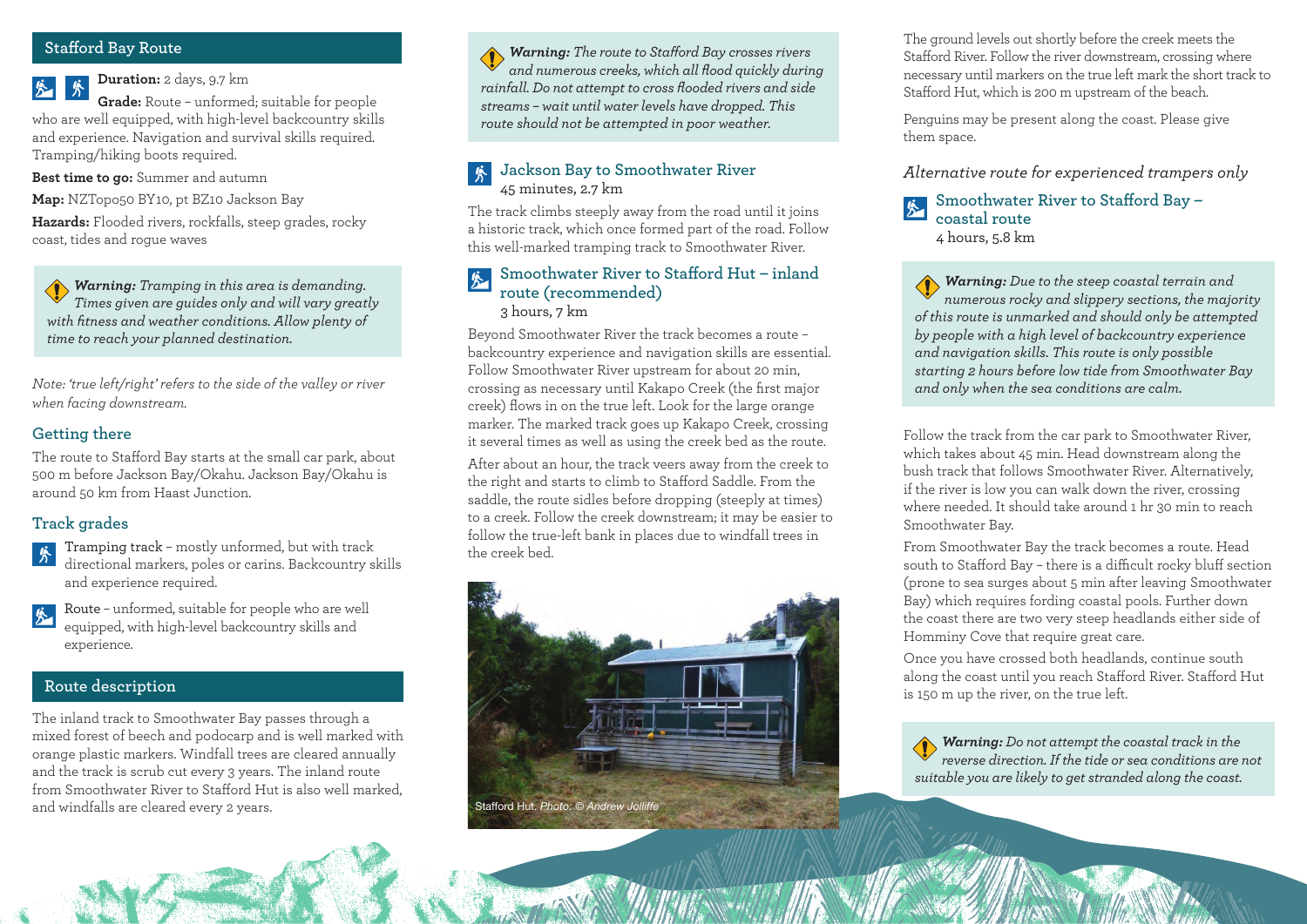## Stafford Bay Route

**Duration:** 2 days, 9.7 km

**Grade:** Route – unformed; suitable for people who are well equipped, with high-level backcountry skills and experience. Navigation and survival skills required. Tramping/hiking boots required.

**Best time to go:** Summer and autumn

**Map:** NZTopo50 BY10, pt BZ10 Jackson Bay

**Hazards:** Flooded rivers, rockfalls, steep grades, rocky coast, tides and rogue waves

> ***Warning:*** *Tramping in this area is demanding. Times given are guides only and will vary greatly with fitness and weather conditions. Allow plenty of time to reach your planned destination.*

*Note: 'true left/right' refers to the side of the valley or river when facing downstream.*

### Getting there

The route to Stafford Bay starts at the small car park, about 500 m before Jackson Bay/Okahu. Jackson Bay/Okahu is around 50 km from Haast Junction.

### Track grades

- Tramping track – mostly unformed, but with track directional markers, poles or carins. Backcountry skills and experience required.
- Route – unformed, suitable for people who are well equipped, with high-level backcountry skills and experience.

## Route description

The inland track to Smoothwater Bay passes through a mixed forest of beech and podocarp and is well marked with orange plastic markers. Windfall trees are cleared annually and the track is scrub cut every 3 years. The inland route from Smoothwater River to Stafford Hut is also well marked, and windfalls are cleared every 2 years.

> ***Warning:*** *The route to Stafford Bay crosses rivers and numerous creeks, which all flood quickly during rainfall. Do not attempt to cross flooded rivers and side streams – wait until water levels have dropped. This route should not be attempted in poor weather.*

### Jackson Bay to Smoothwater River

45 minutes, 2.7 km

The track climbs steeply away from the road until it joins a historic track, which once formed part of the road. Follow this well-marked tramping track to Smoothwater River.

### Smoothwater River to Stafford Hut – inland route (recommended)

3 hours, 7 km

Beyond Smoothwater River the track becomes a route – backcountry experience and navigation skills are essential. Follow Smoothwater River upstream for about 20 min, crossing as necessary until Kakapo Creek (the first major creek) flows in on the true left. Look for the large orange marker. The marked track goes up Kakapo Creek, crossing it several times as well as using the creek bed as the route.

After about an hour, the track veers away from the creek to the right and starts to climb to Stafford Saddle. From the saddle, the route sidles before dropping (steeply at times) to a creek. Follow the creek downstream; it may be easier to follow the true-left bank in places due to windfall trees in the creek bed.

Stafford Hut. *Photo: © Andrew Jolliffe*

The ground levels out shortly before the creek meets the Stafford River. Follow the river downstream, crossing where necessary until markers on the true left mark the short track to Stafford Hut, which is 200 m upstream of the beach.

Penguins may be present along the coast. Please give them space.

*Alternative route for experienced trampers only*

### Smoothwater River to Stafford Bay – coastal route

4 hours, 5.8 km

> ***Warning:*** *Due to the steep coastal terrain and numerous rocky and slippery sections, the majority of this route is unmarked and should only be attempted by people with a high level of backcountry experience and navigation skills. This route is only possible starting 2 hours before low tide from Smoothwater Bay and only when the sea conditions are calm.*

Follow the track from the car park to Smoothwater River, which takes about 45 min. Head downstream along the bush track that follows Smoothwater River. Alternatively, if the river is low you can walk down the river, crossing where needed. It should take around 1 hr 30 min to reach Smoothwater Bay.

From Smoothwater Bay the track becomes a route. Head south to Stafford Bay – there is a difficult rocky bluff section (prone to sea surges about 5 min after leaving Smoothwater Bay) which requires fording coastal pools. Further down the coast there are two very steep headlands either side of Hommimy Cove that require great care.

Once you have crossed both headlands, continue south along the coast until you reach Stafford River. Stafford Hut is 150 m up the river, on the true left.

> ***Warning:*** *Do not attempt the coastal track in the reverse direction. If the tide or sea conditions are not suitable you are likely to get stranded along the coast.*